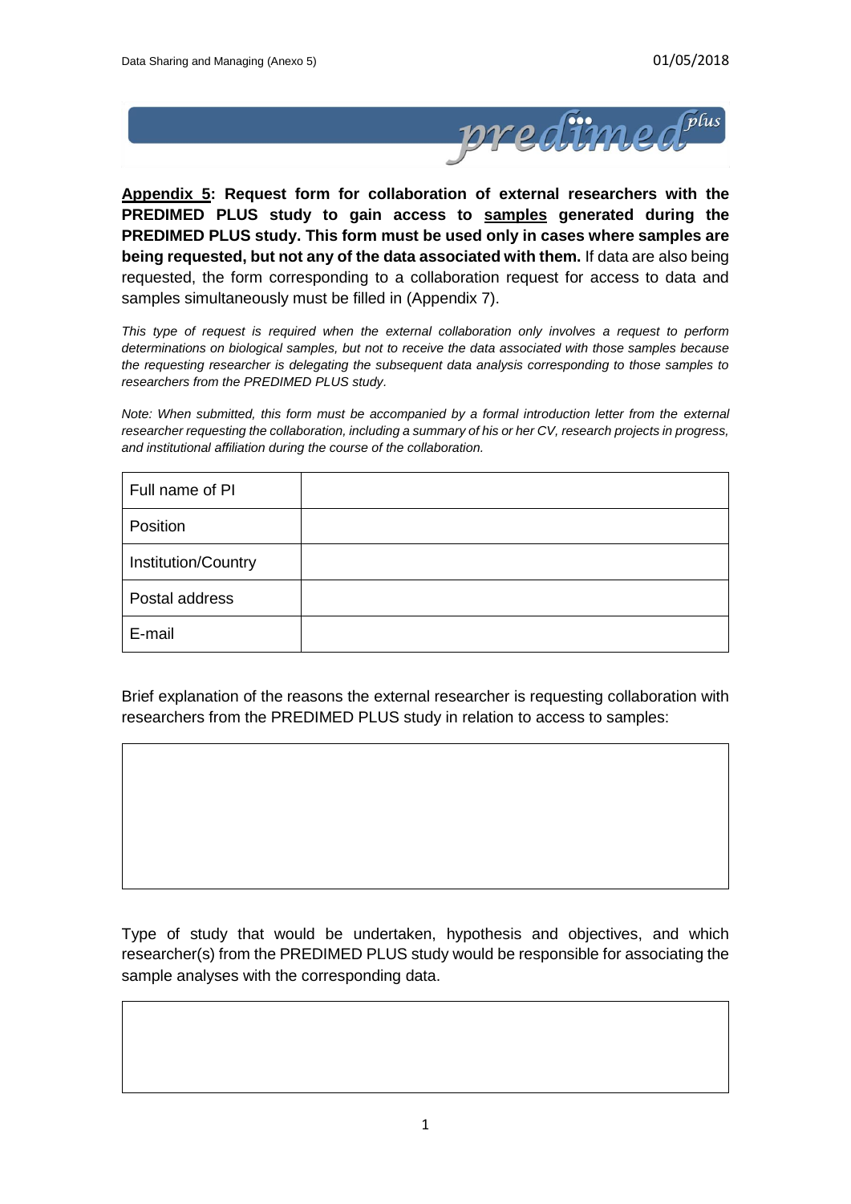**<u>Appendix 5</u>: Request form for collaboration of external researchers with the PREDIMED PLUS study to gain access to <u>samples</u> generated during the PREDIMED PLUS study. This form must be used only in cases where samples are being requested, but not any of the data associated with them.** If data are also being requested, the form corresponding to a collaboration request for access to data and samples simultaneously must be filled in (Appendix 7).

*This type of request is required when the external collaboration only involves a request to perform determinations on biological samples, but not to receive the data associated with those samples because the requesting researcher is delegating the subsequent data analysis corresponding to those samples to researchers from the PREDIMED PLUS study.*

*Note: When submitted, this form must be accompanied by a formal introduction letter from the external researcher requesting the collaboration, including a summary of his or her CV, research projects in progress, and institutional affiliation during the course of the collaboration.*

| | |
|---|---|
| Full name of PI | |
| Position | |
| Institution/Country | |
| Postal address | |
| E-mail | |

Brief explanation of the reasons the external researcher is requesting collaboration with researchers from the PREDIMED PLUS study in relation to access to samples:

| |
|---|
| |

Type of study that would be undertaken, hypothesis and objectives, and which researcher(s) from the PREDIMED PLUS study would be responsible for associating the sample analyses with the corresponding data.

| |
|---|
| |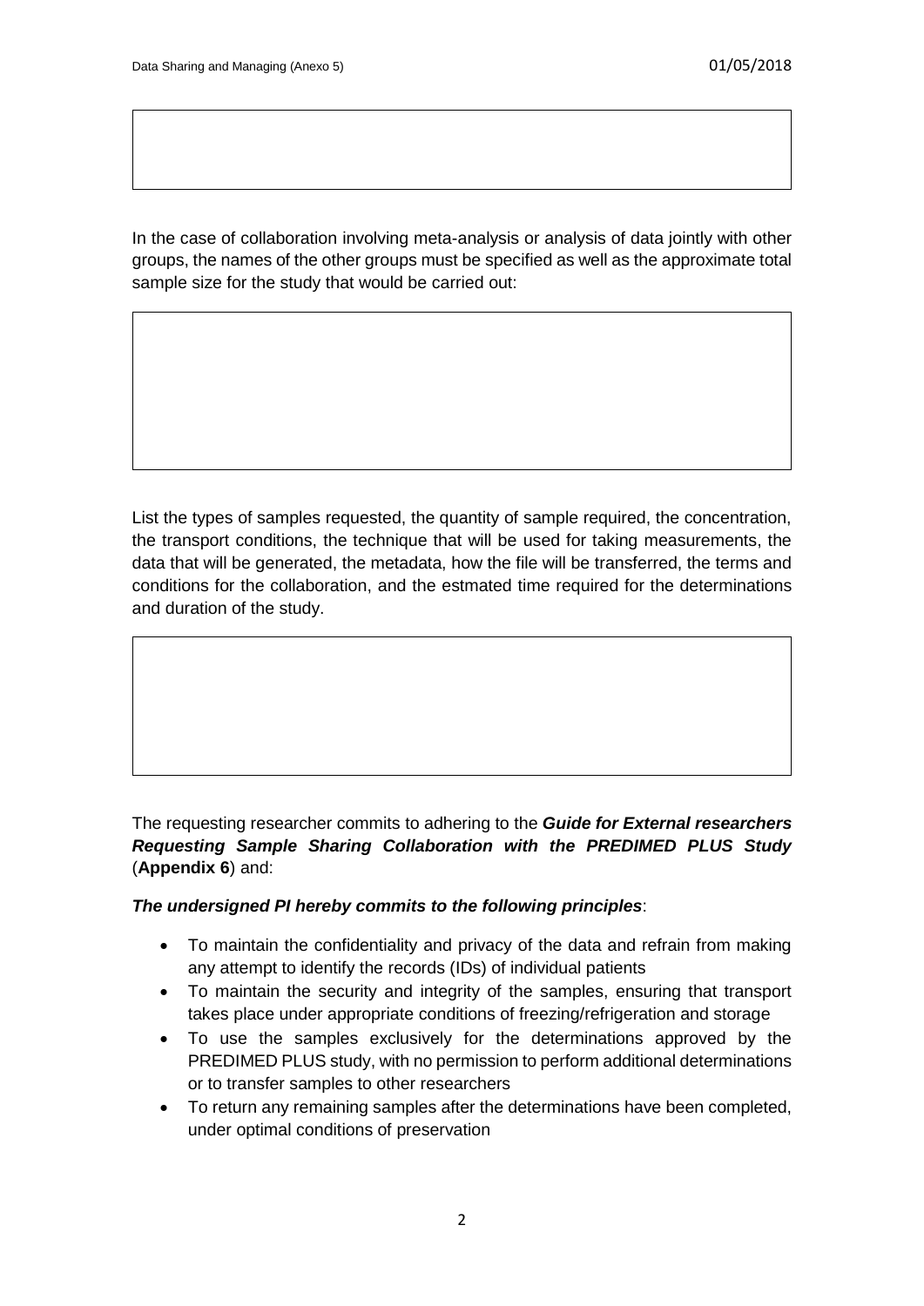In the case of collaboration involving meta-analysis or analysis of data jointly with other groups, the names of the other groups must be specified as well as the approximate total sample size for the study that would be carried out:

List the types of samples requested, the quantity of sample required, the concentration, the transport conditions, the technique that will be used for taking measurements, the data that will be generated, the metadata, how the file will be transferred, the terms and conditions for the collaboration, and the estmated time required for the determinations and duration of the study.

The requesting researcher commits to adhering to the ***Guide for External researchers Requesting Sample Sharing Collaboration with the PREDIMED PLUS Study*** (**Appendix 6**) and:

***The undersigned PI hereby commits to the following principles***:

- To maintain the confidentiality and privacy of the data and refrain from making any attempt to identify the records (IDs) of individual patients
- To maintain the security and integrity of the samples, ensuring that transport takes place under appropriate conditions of freezing/refrigeration and storage
- To use the samples exclusively for the determinations approved by the PREDIMED PLUS study, with no permission to perform additional determinations or to transfer samples to other researchers
- To return any remaining samples after the determinations have been completed, under optimal conditions of preservation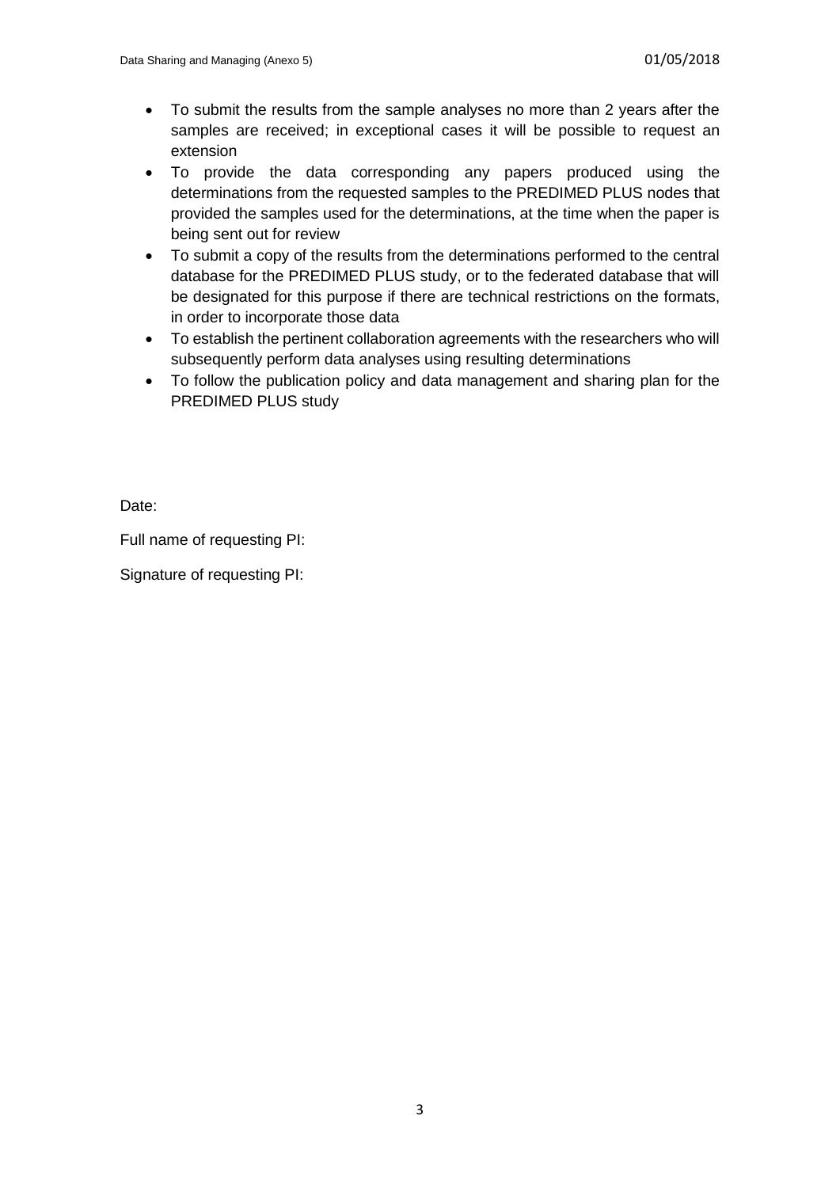- To submit the results from the sample analyses no more than 2 years after the samples are received; in exceptional cases it will be possible to request an extension
- To provide the data corresponding any papers produced using the determinations from the requested samples to the PREDIMED PLUS nodes that provided the samples used for the determinations, at the time when the paper is being sent out for review
- To submit a copy of the results from the determinations performed to the central database for the PREDIMED PLUS study, or to the federated database that will be designated for this purpose if there are technical restrictions on the formats, in order to incorporate those data
- To establish the pertinent collaboration agreements with the researchers who will subsequently perform data analyses using resulting determinations
- To follow the publication policy and data management and sharing plan for the PREDIMED PLUS study

Date:

Full name of requesting PI:

Signature of requesting PI: